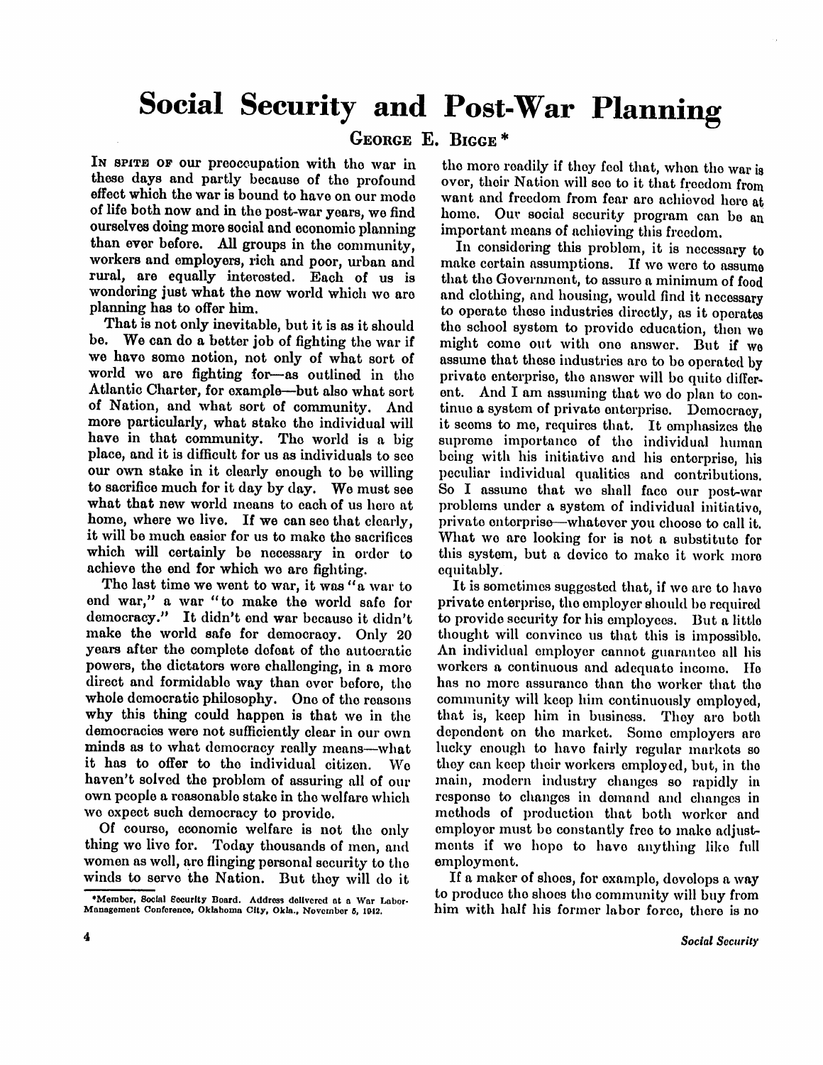# Social Security and Post-War Planning

GEORGE E. BIGGE *

IN SPITE OF our preoccupation with the war in these days and partly because of the profound effect which the war is bound to have on our mode of life both now and in the post-war years, we find ourselves doing more social and economic planning than ever before. All groups in the community, workers and employers, rich and poor, urban and rural, are equally interested. Each of us is wondering just what the new world which we are planning has to offer him.

That is not only inevitable, but it is as it should be. We can do a better job of fighting the war if we have some notion, not only of what sort of world we are fighting for—as outlined in the Atlantic Charter, for example—but also what sort of Nation, and what sort of community. And more particularly, what stake the individual will have in that community. The world is a big place, and it is difficult for us as individuals to see our own stake in it clearly enough to be willing to sacrifice much for it day by day. We must see what that new world means to each of us here at home, where we live. If we can see that clearly, it will be much easier for us to make the sacrifices which will certainly be necessary in order to achieve the end for which we are fighting.

The last time we went to war, it was "a war to end war," a war "to make the world safe for democracy." It didn't end war because it didn't make the world safe for democracy. Only 20 years after the complete defeat of the autocratic powers, the dictators were challenging, in a more direct and formidable way than ever before, the whole democratic philosophy. One of the reasons why this thing could happen is that we in the democracies were not sufficiently clear in our own minds as to what democracy really means—what it has to offer to the individual citizen. We haven't solved the problem of assuring all of our own people a reasonable stake in the welfare which we expect such democracy to provide.

Of course, economic welfare is not the only thing we live for. Today thousands of men, and women as well, are flinging personal security to the winds to serve the Nation. But they will do it the more readily if they feel that, when the war is over, their Nation will see to it that freedom from want and freedom from fear are achieved here at home. Our social security program can be an important means of achieving this freedom.

In considering this problem, it is necessary to make certain assumptions. If we were to assume that the Government, to assure a minimum of food and clothing, and housing, would find it necessary to operate these industries directly, as it operates the school system to provide education, then we might come out with one answer. But if we assume that these industries are to be operated by private enterprise, the answer will be quite different. And I am assuming that we do plan to continue a system of private enterprise. Democracy, it seems to me, requires that. It emphasizes the supreme importance of the individual human being with his initiative and his enterprise, his peculiar individual qualities and contributions. So I assume that we shall face our post-war problems under a system of individual initiative, private enterprise—whatever you choose to call it. What we are looking for is not a substitute for this system, but a device to make it work more equitably.

It is sometimes suggested that, if we are to have private enterprise, the employer should be required to provide security for his employees. But a little thought will convince us that this is impossible. An individual employer cannot guarantee all his workers a continuous and adequate income. He has no more assurance than the worker that the community will keep him continuously employed, that is, keep him in business. They are both dependent on the market. Some employers are lucky enough to have fairly regular markets so they can keep their workers employed, but, in the main, modern industry changes so rapidly in response to changes in demand and changes in methods of production that both worker and employer must be constantly free to make adjustments if we hope to have anything like full employment.

If a maker of shoes, for example, develops a way to produce the shoes the community will buy from him with half his former labor force, there is no

*Member, Social Security Board. Address delivered at a War Labor-Management Conference, Oklahoma City, Okla., November 5, 1942.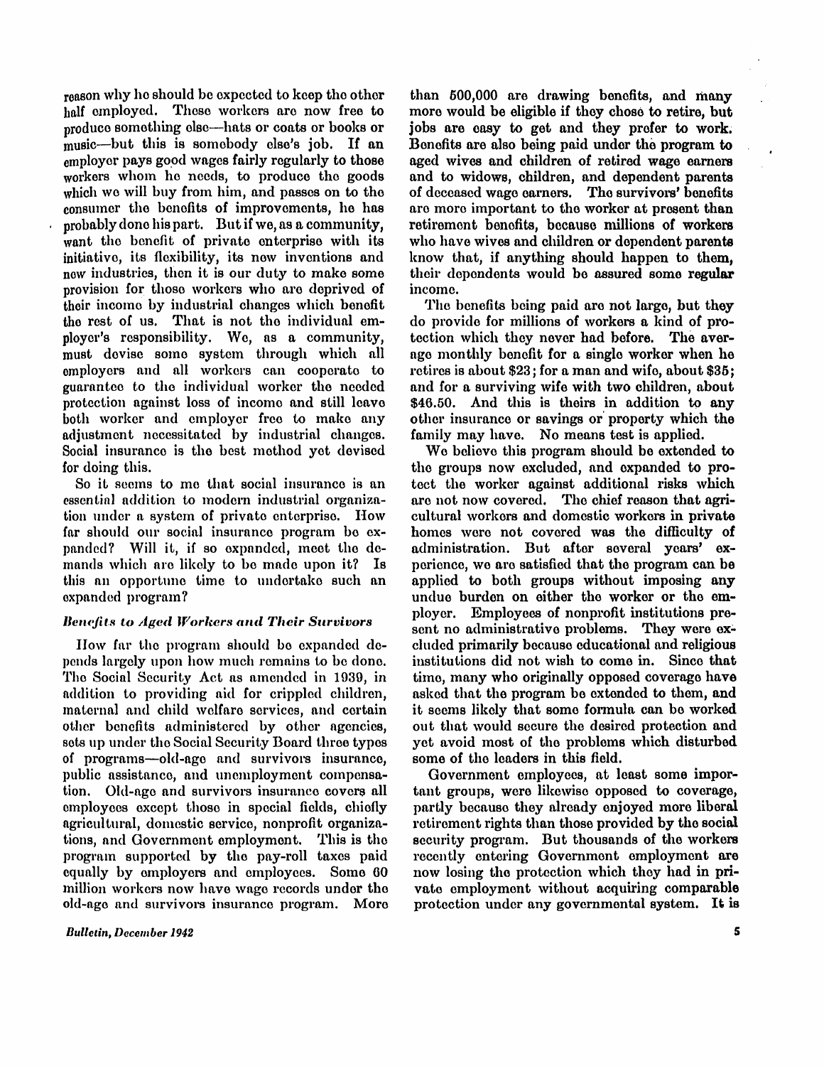reason why he should be expected to keep the other half employed. These workers are now free to produce something else—hats or coats or books or music—but this is somebody else's job. If an employer pays good wages fairly regularly to those workers whom he needs, to produce the goods which we will buy from him, and passes on to the consumer the benefits of improvements, he has probably done his part. But if we, as a community, want the benefit of private enterprise with its initiative, its flexibility, its new inventions and new industries, then it is our duty to make some provision for those workers who are deprived of their income by industrial changes which benefit the rest of us. That is not the individual employer's responsibility. We, as a community, must devise some system through which all employers and all workers can cooperate to guarantee to the individual worker the needed protection against loss of income and still leave both worker and employer free to make any adjustment necessitated by industrial changes. Social insurance is the best method yet devised for doing this.

So it seems to me that social insurance is an essential addition to modern industrial organization under a system of private enterprise. How far should our social insurance program be expanded? Will it, if so expanded, meet the demands which are likely to be made upon it? Is this an opportune time to undertake such an expanded program?

### *Benefits to Aged Workers and Their Survivors*

How far the program should be expanded depends largely upon how much remains to be done. The Social Security Act as amended in 1939, in addition to providing aid for crippled children, maternal and child welfare services, and certain other benefits administered by other agencies, sets up under the Social Security Board three types of programs—old-age and survivors insurance, public assistance, and unemployment compensation. Old-age and survivors insurance covers all employees except those in special fields, chiefly agricultural, domestic service, nonprofit organizations, and Government employment. This is the program supported by the pay-roll taxes paid equally by employers and employees. Some 60 million workers now have wage records under the old-age and survivors insurance program. More than 500,000 are drawing benefits, and many more would be eligible if they chose to retire, but jobs are easy to get and they prefer to work. Benefits are also being paid under the program to aged wives and children of retired wage earners and to widows, children, and dependent parents of deceased wage earners. The survivors' benefits are more important to the worker at present than retirement benefits, because millions of workers who have wives and children or dependent parents know that, if anything should happen to them, their dependents would be assured some regular income.

The benefits being paid are not large, but they do provide for millions of workers a kind of protection which they never had before. The average monthly benefit for a single worker when he retires is about \$23; for a man and wife, about \$35; and for a surviving wife with two children, about \$46.50. And this is theirs in addition to any other insurance or savings or property which the family may have. No means test is applied.

We believe this program should be extended to the groups now excluded, and expanded to protect the worker against additional risks which are not now covered. The chief reason that agricultural workers and domestic workers in private homes were not covered was the difficulty of administration. But after several years' experience, we are satisfied that the program can be applied to both groups without imposing any undue burden on either the worker or the employer. Employees of nonprofit institutions present no administrative problems. They were excluded primarily because educational and religious institutions did not wish to come in. Since that time, many who originally opposed coverage have asked that the program be extended to them, and it seems likely that some formula can be worked out that would secure the desired protection and yet avoid most of the problems which disturbed some of the leaders in this field.

Government employees, at least some important groups, were likewise opposed to coverage, partly because they already enjoyed more liberal retirement rights than those provided by the social security program. But thousands of the workers recently entering Government employment are now losing the protection which they had in private employment without acquiring comparable protection under any governmental system. It is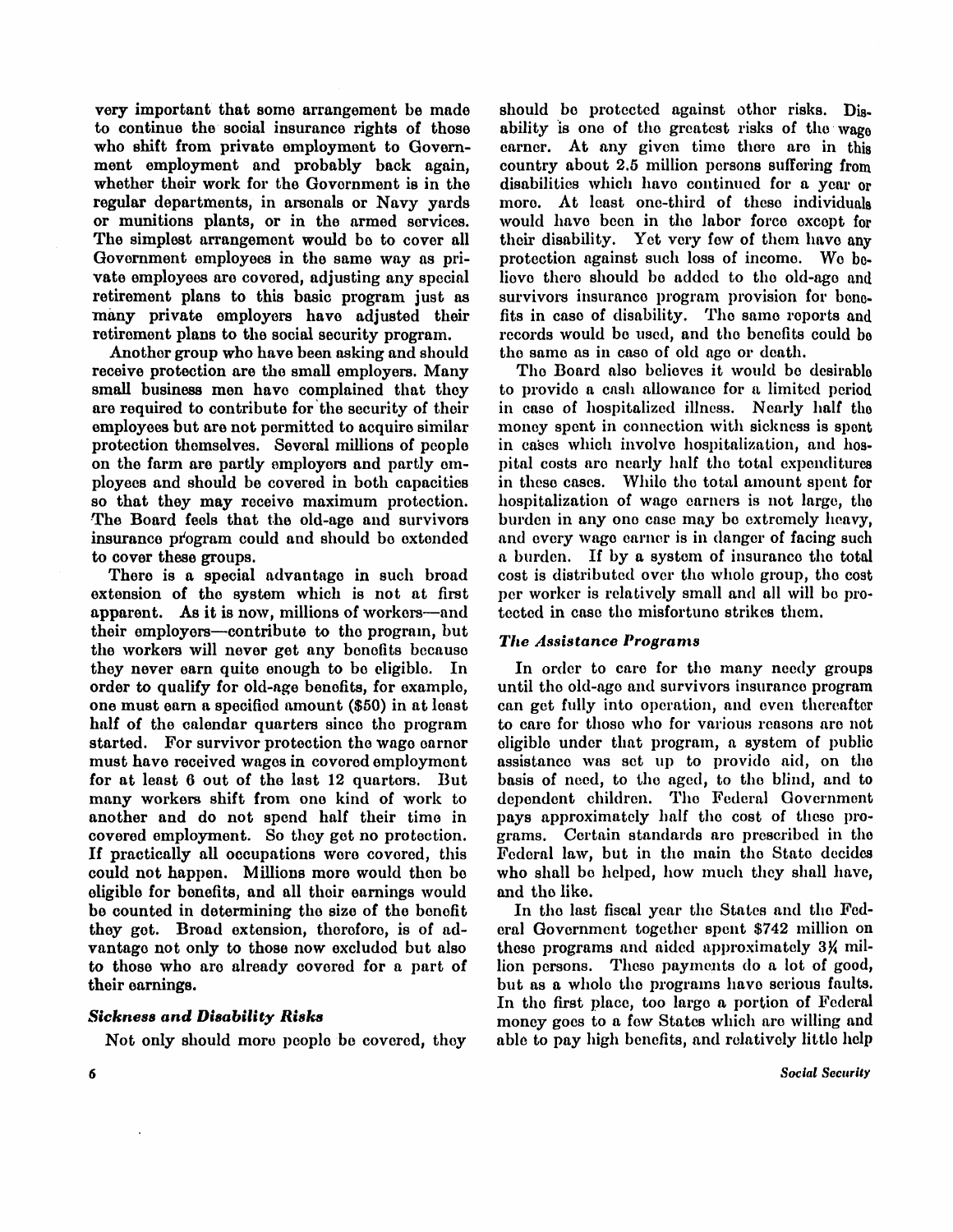very important that some arrangement be made to continue the social insurance rights of those who shift from private employment to Government employment and probably back again, whether their work for the Government is in the regular departments, in arsenals or Navy yards or munitions plants, or in the armed services. The simplest arrangement would be to cover all Government employees in the same way as private employees are covered, adjusting any special retirement plans to this basic program just as many private employers have adjusted their retirement plans to the social security program.

Another group who have been asking and should receive protection are the small employers. Many small business men have complained that they are required to contribute for the security of their employees but are not permitted to acquire similar protection themselves. Several millions of people on the farm are partly employers and partly employees and should be covered in both capacities so that they may receive maximum protection. The Board feels that the old-age and survivors insurance program could and should be extended to cover these groups.

There is a special advantage in such broad extension of the system which is not at first apparent. As it is now, millions of workers—and their employers—contribute to the program, but the workers will never get any benefits because they never earn quite enough to be eligible. In order to qualify for old-age benefits, for example, one must earn a specified amount ($50) in at least half of the calendar quarters since the program started. For survivor protection the wage earner must have received wages in covered employment for at least 6 out of the last 12 quarters. But many workers shift from one kind of work to another and do not spend half their time in covered employment. So they get no protection. If practically all occupations were covered, this could not happen. Millions more would then be eligible for benefits, and all their earnings would be counted in determining the size of the benefit they get. Broad extension, therefore, is of advantage not only to those now excluded but also to those who are already covered for a part of their earnings.

### *Sickness and Disability Risks*

Not only should more people be covered, they should be protected against other risks. Disability is one of the greatest risks of the wage earner. At any given time there are in this country about 2.5 million persons suffering from disabilities which have continued for a year or more. At least one-third of these individuals would have been in the labor force except for their disability. Yet very few of them have any protection against such loss of income. We believe there should be added to the old-age and survivors insurance program provision for benefits in case of disability. The same reports and records would be used, and the benefits could be the same as in case of old age or death.

The Board also believes it would be desirable to provide a cash allowance for a limited period in case of hospitalized illness. Nearly half the money spent in connection with sickness is spent in cases which involve hospitalization, and hospital costs are nearly half the total expenditures in these cases. While the total amount spent for hospitalization of wage earners is not large, the burden in any one case may be extremely heavy, and every wage earner is in danger of facing such a burden. If by a system of insurance the total cost is distributed over the whole group, the cost per worker is relatively small and all will be protected in case the misfortune strikes them.

### *The Assistance Programs*

In order to care for the many needy groups until the old-age and survivors insurance program can get fully into operation, and even thereafter to care for those who for various reasons are not eligible under that program, a system of public assistance was set up to provide aid, on the basis of need, to the aged, to the blind, and to dependent children. The Federal Government pays approximately half the cost of these programs. Certain standards are prescribed in the Federal law, but in the main the State decides who shall be helped, how much they shall have, and the like.

In the last fiscal year the States and the Federal Government together spent $742 million on these programs and aided approximately 3¼ million persons. These payments do a lot of good, but as a whole the programs have serious faults. In the first place, too large a portion of Federal money goes to a few States which are willing and able to pay high benefits, and relatively little help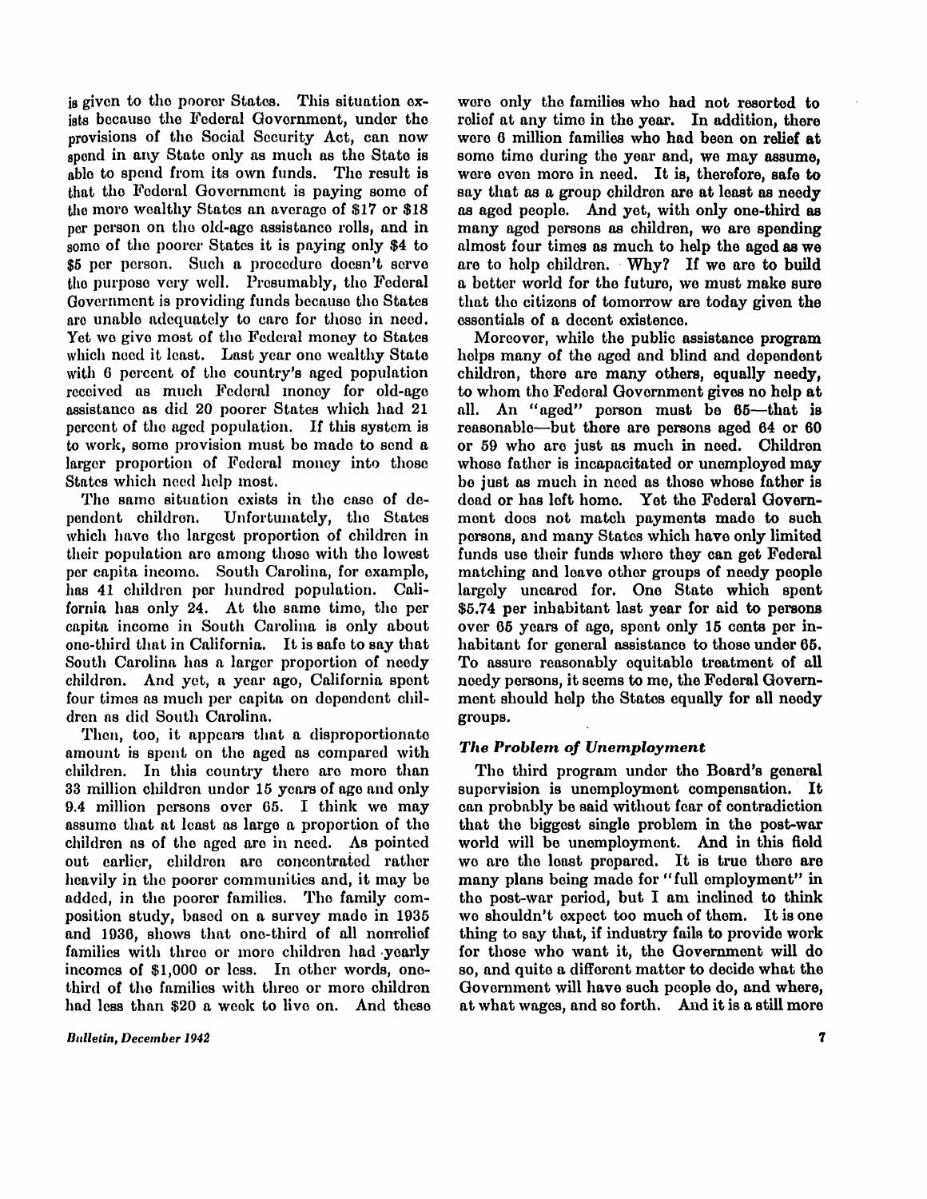is given to the poorer States. This situation exists because the Federal Government, under the provisions of the Social Security Act, can now spend in any State only as much as the State is able to spend from its own funds. The result is that the Federal Government is paying some of the more wealthy States an average of $17 or $18 per person on the old-age assistance rolls, and in some of the poorer States it is paying only $4 to $5 per person. Such a procedure doesn't serve the purpose very well. Presumably, the Federal Government is providing funds because the States are unable adequately to care for those in need. Yet we give most of the Federal money to States which need it least. Last year one wealthy State with 6 percent of the country's aged population received as much Federal money for old-age assistance as did 20 poorer States which had 21 percent of the aged population. If this system is to work, some provision must be made to send a larger proportion of Federal money into those States which need help most.

The same situation exists in the case of dependent children. Unfortunately, the States which have the largest proportion of children in their population are among those with the lowest per capita income. South Carolina, for example, has 41 children per hundred population. California has only 24. At the same time, the per capita income in South Carolina is only about one-third that in California. It is safe to say that South Carolina has a larger proportion of needy children. And yet, a year ago, California spent four times as much per capita on dependent children as did South Carolina.

Then, too, it appears that a disproportionate amount is spent on the aged as compared with children. In this country there are more than 33 million children under 15 years of age and only 9.4 million persons over 65. I think we may assume that at least as large a proportion of the children as of the aged are in need. As pointed out earlier, children are concentrated rather heavily in the poorer communities and, it may be added, in the poorer families. The family composition study, based on a survey made in 1935 and 1936, shows that one-third of all nonrelief families with three or more children had yearly incomes of $1,000 or less. In other words, one-third of the families with three or more children had less than $20 a week to live on. And these were only the families who had not resorted to relief at any time in the year. In addition, there were 6 million families who had been on relief at some time during the year and, we may assume, were even more in need. It is, therefore, safe to say that as a group children are at least as needy as aged people. And yet, with only one-third as many aged persons as children, we are spending almost four times as much to help the aged as we are to help children. Why? If we are to build a better world for the future, we must make sure that the citizens of tomorrow are today given the essentials of a decent existence.

Moreover, while the public assistance program helps many of the aged and blind and dependent children, there are many others, equally needy, to whom the Federal Government gives no help at all. An "aged" person must be 65—that is reasonable—but there are persons aged 64 or 60 or 59 who are just as much in need. Children whose father is incapacitated or unemployed may be just as much in need as those whose father is dead or has left home. Yet the Federal Government does not match payments made to such persons, and many States which have only limited funds use their funds where they can get Federal matching and leave other groups of needy people largely uncared for. One State which spent $5.74 per inhabitant last year for aid to persons over 65 years of age, spent only 15 cents per inhabitant for general assistance to those under 65. To assure reasonably equitable treatment of all needy persons, it seems to me, the Federal Government should help the States equally for all needy groups.

### *The Problem of Unemployment*

The third program under the Board's general supervision is unemployment compensation. It can probably be said without fear of contradiction that the biggest single problem in the post-war world will be unemployment. And in this field we are the least prepared. It is true there are many plans being made for "full employment" in the post-war period, but I am inclined to think we shouldn't expect too much of them. It is one thing to say that, if industry fails to provide work for those who want it, the Government will do so, and quite a different matter to decide what the Government will have such people do, and where, at what wages, and so forth. And it is a still more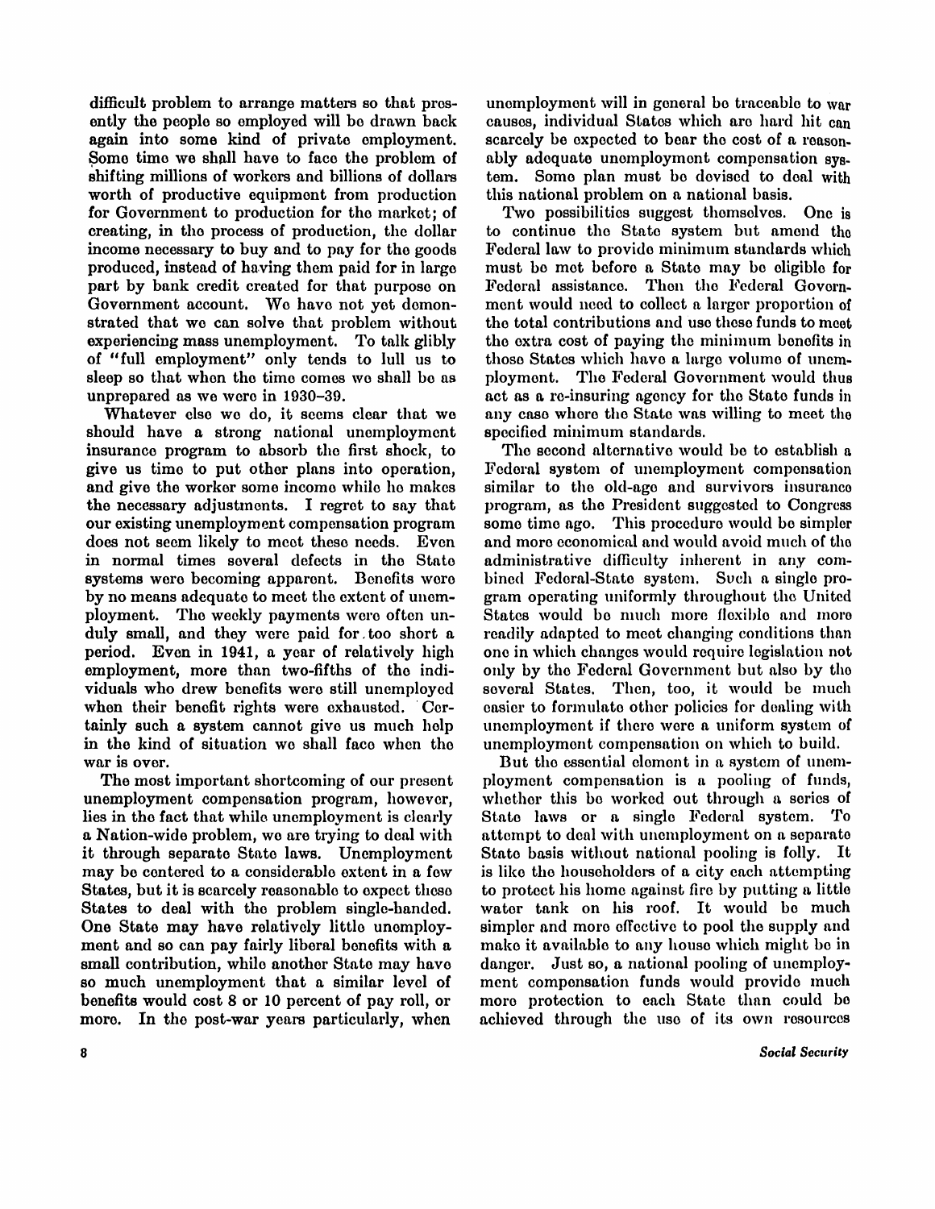difficult problem to arrange matters so that presently the people so employed will be drawn back again into some kind of private employment. Some time we shall have to face the problem of shifting millions of workers and billions of dollars worth of productive equipment from production for Government to production for the market; of creating, in the process of production, the dollar income necessary to buy and to pay for the goods produced, instead of having them paid for in large part by bank credit created for that purpose on Government account. We have not yet demonstrated that we can solve that problem without experiencing mass unemployment. To talk glibly of "full employment" only tends to lull us to sleep so that when the time comes we shall be as unprepared as we were in 1930–39.

Whatever else we do, it seems clear that we should have a strong national unemployment insurance program to absorb the first shock, to give us time to put other plans into operation, and give the worker some income while he makes the necessary adjustments. I regret to say that our existing unemployment compensation program does not seem likely to meet these needs. Even in normal times several defects in the State systems were becoming apparent. Benefits were by no means adequate to meet the extent of unemployment. The weekly payments were often unduly small, and they were paid for too short a period. Even in 1941, a year of relatively high employment, more than two-fifths of the individuals who drew benefits were still unemployed when their benefit rights were exhausted. Certainly such a system cannot give us much help in the kind of situation we shall face when the war is over.

The most important shortcoming of our present unemployment compensation program, however, lies in the fact that while unemployment is clearly a Nation-wide problem, we are trying to deal with it through separate State laws. Unemployment may be centered to a considerable extent in a few States, but it is scarcely reasonable to expect these States to deal with the problem single-handed. One State may have relatively little unemployment and so can pay fairly liberal benefits with a small contribution, while another State may have so much unemployment that a similar level of benefits would cost 8 or 10 percent of pay roll, or more. In the post-war years particularly, when unemployment will in general be traceable to war causes, individual States which are hard hit can scarcely be expected to bear the cost of a reasonably adequate unemployment compensation system. Some plan must be devised to deal with this national problem on a national basis.

Two possibilities suggest themselves. One is to continue the State system but amend the Federal law to provide minimum standards which must be met before a State may be eligible for Federal assistance. Then the Federal Government would need to collect a larger proportion of the total contributions and use these funds to meet the extra cost of paying the minimum benefits in those States which have a large volume of unemployment. The Federal Government would thus act as a re-insuring agency for the State funds in any case where the State was willing to meet the specified minimum standards.

The second alternative would be to establish a Federal system of unemployment compensation similar to the old-age and survivors insurance program, as the President suggested to Congress some time ago. This procedure would be simpler and more economical and would avoid much of the administrative difficulty inherent in any combined Federal-State system. Such a single program operating uniformly throughout the United States would be much more flexible and more readily adapted to meet changing conditions than one in which changes would require legislation not only by the Federal Government but also by the several States. Then, too, it would be much easier to formulate other policies for dealing with unemployment if there were a uniform system of unemployment compensation on which to build.

But the essential element in a system of unemployment compensation is a pooling of funds, whether this be worked out through a series of State laws or a single Federal system. To attempt to deal with unemployment on a separate State basis without national pooling is folly. It is like the householders of a city each attempting to protect his home against fire by putting a little water tank on his roof. It would be much simpler and more effective to pool the supply and make it available to any house which might be in danger. Just so, a national pooling of unemployment compensation funds would provide much more protection to each State than could be achieved through the use of its own resources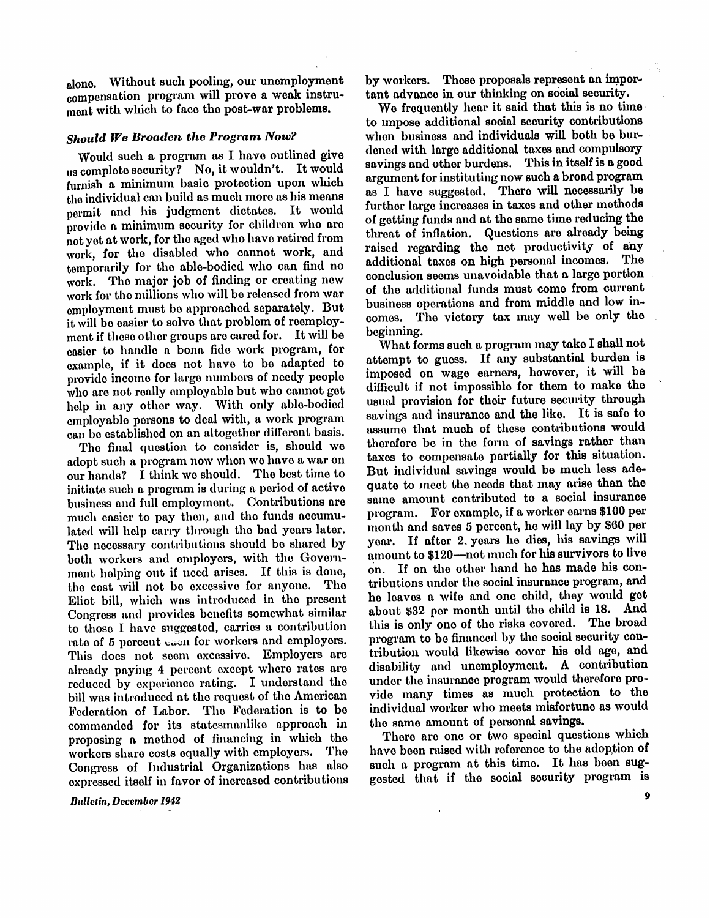alone. Without such pooling, our unemployment compensation program will prove a weak instrument with which to face the post-war problems.

### *Should We Broaden the Program Now?*

Would such a program as I have outlined give us complete security? No, it wouldn't. It would furnish a minimum basic protection upon which the individual can build as much more as his means permit and his judgment dictates. It would provide a minimum security for children who are not yet at work, for the aged who have retired from work, for the disabled who cannot work, and temporarily for the able-bodied who can find no work. The major job of finding or creating new work for the millions who will be released from war employment must be approached separately. But it will be easier to solve that problem of reemployment if these other groups are cared for. It will be easier to handle a bona fide work program, for example, if it does not have to be adapted to provide income for large numbers of needy people who are not really employable but who cannot get help in any other way. With only able-bodied employable persons to deal with, a work program can be established on an altogether different basis.

The final question to consider is, should we adopt such a program now when we have a war on our hands? I think we should. The best time to initiate such a program is during a period of active business and full employment. Contributions are much easier to pay then, and the funds accumulated will help carry through the bad years later. The necessary contributions should be shared by both workers and employers, with the Government helping out if need arises. If this is done, the cost will not be excessive for anyone. The Eliot bill, which was introduced in the present Congress and provides benefits somewhat similar to those I have suggested, carries a contribution rate of 5 percent each for workers and employers. This does not seem excessive. Employers are already paying 4 percent except where rates are reduced by experience rating. I understand the bill was introduced at the request of the American Federation of Labor. The Federation is to be commended for its statesmanlike approach in proposing a method of financing in which the workers share costs equally with employers. The Congress of Industrial Organizations has also expressed itself in favor of increased contributions by workers. These proposals represent an important advance in our thinking on social security.

We frequently hear it said that this is no time to impose additional social security contributions when business and individuals will both be burdened with large additional taxes and compulsory savings and other burdens. This in itself is a good argument for instituting now such a broad program as I have suggested. There will necessarily be further large increases in taxes and other methods of getting funds and at the same time reducing the threat of inflation. Questions are already being raised regarding the net productivity of any additional taxes on high personal incomes. The conclusion seems unavoidable that a large portion of the additional funds must come from current business operations and from middle and low incomes. The victory tax may well be only the beginning.

What forms such a program may take I shall not attempt to guess. If any substantial burden is imposed on wage earners, however, it will be difficult if not impossible for them to make the usual provision for their future security through savings and insurance and the like. It is safe to assume that much of these contributions would therefore be in the form of savings rather than taxes to compensate partially for this situation. But individual savings would be much less adequate to meet the needs that may arise than the same amount contributed to a social insurance program. For example, if a worker earns $100 per month and saves 5 percent, he will lay by $60 per year. If after 2 years he dies, his savings will amount to $120—not much for his survivors to live on. If on the other hand he has made his contributions under the social insurance program, and he leaves a wife and one child, they would get about $32 per month until the child is 18. And this is only one of the risks covered. The broad program to be financed by the social security contribution would likewise cover his old age, and disability and unemployment. A contribution under the insurance program would therefore provide many times as much protection to the individual worker who meets misfortune as would the same amount of personal savings.

There are one or two special questions which have been raised with reference to the adoption of such a program at this time. It has been suggested that if the social security program is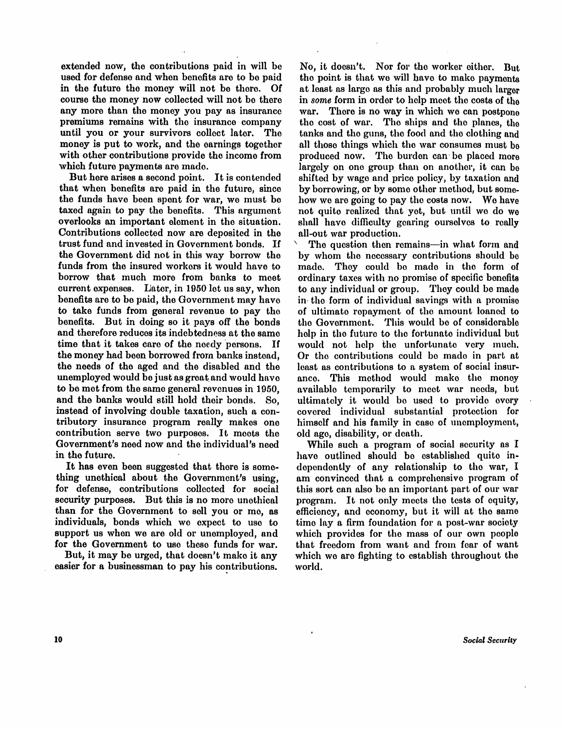extended now, the contributions paid in will be used for defense and when benefits are to be paid in the future the money will not be there. Of course the money now collected will not be there any more than the money you pay as insurance premiums remains with the insurance company until you or your survivors collect later. The money is put to work, and the earnings together with other contributions provide the income from which future payments are made.

But here arises a second point. It is contended that when benefits are paid in the future, since the funds have been spent for war, we must be taxed again to pay the benefits. This argument overlooks an important element in the situation. Contributions collected now are deposited in the trust fund and invested in Government bonds. If the Government did not in this way borrow the funds from the insured workers it would have to borrow that much more from banks to meet current expenses. Later, in 1950 let us say, when benefits are to be paid, the Government may have to take funds from general revenue to pay the benefits. But in doing so it pays off the bonds and therefore reduces its indebtedness at the same time that it takes care of the needy persons. If the money had been borrowed from banks instead, the needs of the aged and the disabled and the unemployed would be just as great and would have to be met from the same general revenues in 1950, and the banks would still hold their bonds. So, instead of involving double taxation, such a contributory insurance program really makes one contribution serve two purposes. It meets the Government's need now and the individual's need in the future.

It has even been suggested that there is something unethical about the Government's using, for defense, contributions collected for social security purposes. But this is no more unethical than for the Government to sell you or me, as individuals, bonds which we expect to use to support us when we are old or unemployed, and for the Government to use these funds for war.

But, it may be urged, that doesn't make it any easier for a businessman to pay his contributions. No, it doesn't. Nor for the worker either. But the point is that we will have to make payments at least as large as this and probably much larger in *some* form in order to help meet the costs of the war. There is no way in which we can postpone the cost of war. The ships and the planes, the tanks and the guns, the food and the clothing and all those things which the war consumes must be produced now. The burden can be placed more largely on one group than on another, it can be shifted by wage and price policy, by taxation and by borrowing, or by some other method, but somehow we are going to pay the costs now. We have not quite realized that yet, but until we do we shall have difficulty gearing ourselves to really all-out war production.

The question then remains—in what form and by whom the necessary contributions should be made. They could be made in the form of ordinary taxes with no promise of specific benefits to any individual or group. They could be made in the form of individual savings with a promise of ultimate repayment of the amount loaned to the Government. This would be of considerable help in the future to the fortunate individual but would not help the unfortunate very much. Or the contributions could be made in part at least as contributions to a system of social insurance. This method would make the money available temporarily to meet war needs, but ultimately it would be used to provide every covered individual substantial protection for himself and his family in case of unemployment, old age, disability, or death.

While such a program of social security as I have outlined should be established quite independently of any relationship to the war, I am convinced that a comprehensive program of this sort can also be an important part of our war program. It not only meets the tests of equity, efficiency, and economy, but it will at the same time lay a firm foundation for a post-war society which provides for the mass of our own people that freedom from want and from fear of want which we are fighting to establish throughout the world.